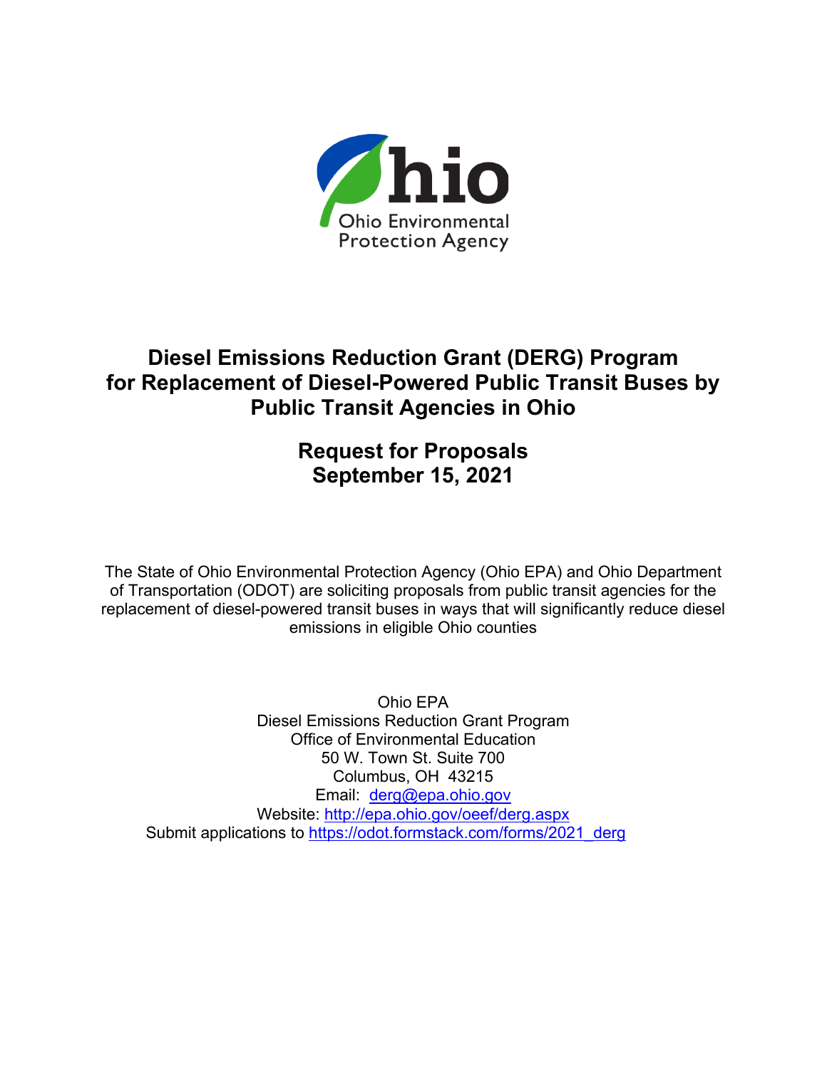Ohio Environmental Protection Agency

# Diesel Emissions Reduction Grant (DERG) Program for Replacement of Diesel-Powered Public Transit Buses by Public Transit Agencies in Ohio

## Request for Proposals
## September 15, 2021

The State of Ohio Environmental Protection Agency (Ohio EPA) and Ohio Department of Transportation (ODOT) are soliciting proposals from public transit agencies for the replacement of diesel-powered transit buses in ways that will significantly reduce diesel emissions in eligible Ohio counties

Ohio EPA
Diesel Emissions Reduction Grant Program
Office of Environmental Education
50 W. Town St. Suite 700
Columbus, OH 43215
Email: derg@epa.ohio.gov
Website: http://epa.ohio.gov/oeef/derg.aspx
Submit applications to https://odot.formstack.com/forms/2021_derg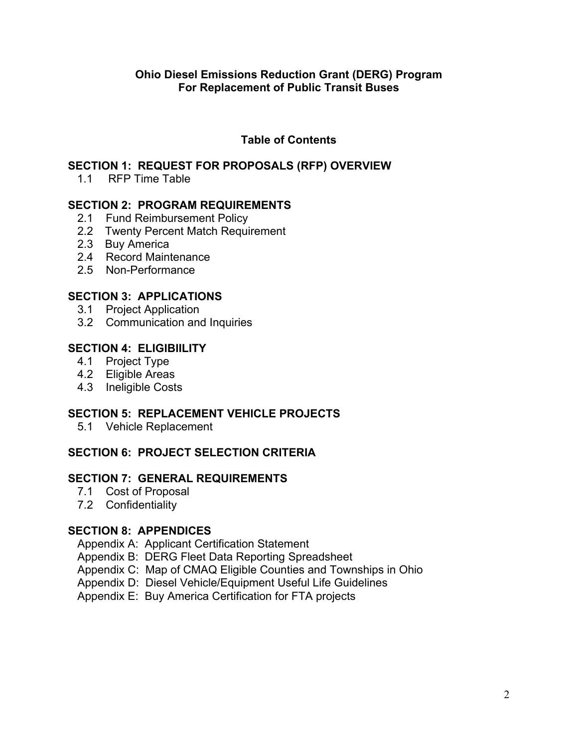**Ohio Diesel Emissions Reduction Grant (DERG) Program**
**For Replacement of Public Transit Buses**

**Table of Contents**

**SECTION 1: REQUEST FOR PROPOSALS (RFP) OVERVIEW**

- 1.1 RFP Time Table

**SECTION 2: PROGRAM REQUIREMENTS**

- 2.1 Fund Reimbursement Policy
- 2.2 Twenty Percent Match Requirement
- 2.3 Buy America
- 2.4 Record Maintenance
- 2.5 Non-Performance

**SECTION 3: APPLICATIONS**

- 3.1 Project Application
- 3.2 Communication and Inquiries

**SECTION 4: ELIGIBIILITY**

- 4.1 Project Type
- 4.2 Eligible Areas
- 4.3 Ineligible Costs

**SECTION 5: REPLACEMENT VEHICLE PROJECTS**

- 5.1 Vehicle Replacement

**SECTION 6: PROJECT SELECTION CRITERIA**

**SECTION 7: GENERAL REQUIREMENTS**

- 7.1 Cost of Proposal
- 7.2 Confidentiality

**SECTION 8: APPENDICES**

- Appendix A: Applicant Certification Statement
- Appendix B: DERG Fleet Data Reporting Spreadsheet
- Appendix C: Map of CMAQ Eligible Counties and Townships in Ohio
- Appendix D: Diesel Vehicle/Equipment Useful Life Guidelines
- Appendix E: Buy America Certification for FTA projects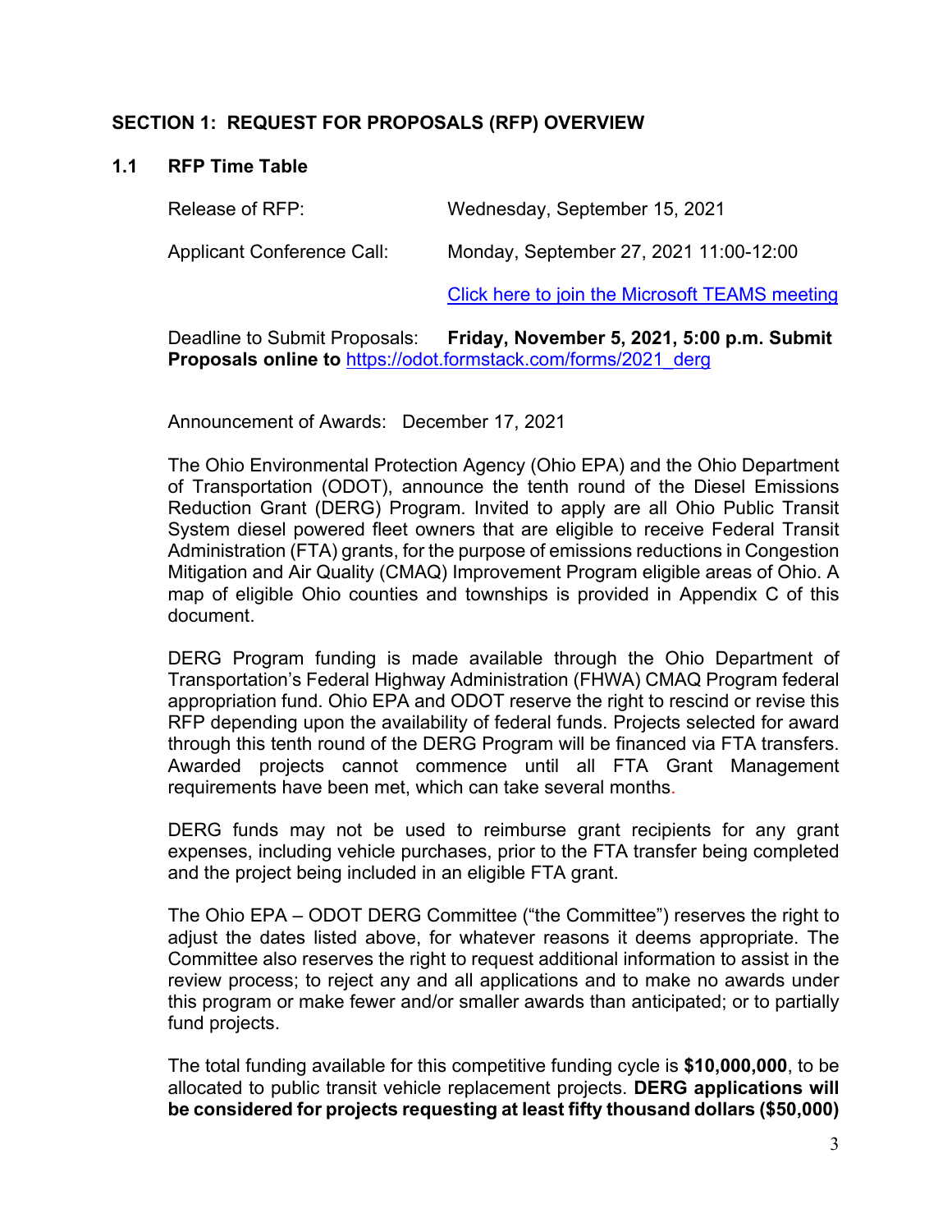## SECTION 1: REQUEST FOR PROPOSALS (RFP) OVERVIEW

### 1.1 RFP Time Table

Release of RFP: Wednesday, September 15, 2021

Applicant Conference Call: Monday, September 27, 2021 11:00-12:00

[Click here to join the Microsoft TEAMS meeting]

Deadline to Submit Proposals: **Friday, November 5, 2021, 5:00 p.m. Submit Proposals online to** https://odot.formstack.com/forms/2021_derg

Announcement of Awards: December 17, 2021

The Ohio Environmental Protection Agency (Ohio EPA) and the Ohio Department of Transportation (ODOT), announce the tenth round of the Diesel Emissions Reduction Grant (DERG) Program. Invited to apply are all Ohio Public Transit System diesel powered fleet owners that are eligible to receive Federal Transit Administration (FTA) grants, for the purpose of emissions reductions in Congestion Mitigation and Air Quality (CMAQ) Improvement Program eligible areas of Ohio. A map of eligible Ohio counties and townships is provided in Appendix C of this document.

DERG Program funding is made available through the Ohio Department of Transportation's Federal Highway Administration (FHWA) CMAQ Program federal appropriation fund. Ohio EPA and ODOT reserve the right to rescind or revise this RFP depending upon the availability of federal funds. Projects selected for award through this tenth round of the DERG Program will be financed via FTA transfers. Awarded projects cannot commence until all FTA Grant Management requirements have been met, which can take several months.

DERG funds may not be used to reimburse grant recipients for any grant expenses, including vehicle purchases, prior to the FTA transfer being completed and the project being included in an eligible FTA grant.

The Ohio EPA – ODOT DERG Committee ("the Committee") reserves the right to adjust the dates listed above, for whatever reasons it deems appropriate. The Committee also reserves the right to request additional information to assist in the review process; to reject any and all applications and to make no awards under this program or make fewer and/or smaller awards than anticipated; or to partially fund projects.

The total funding available for this competitive funding cycle is **$10,000,000**, to be allocated to public transit vehicle replacement projects. **DERG applications will be considered for projects requesting at least fifty thousand dollars ($50,000)**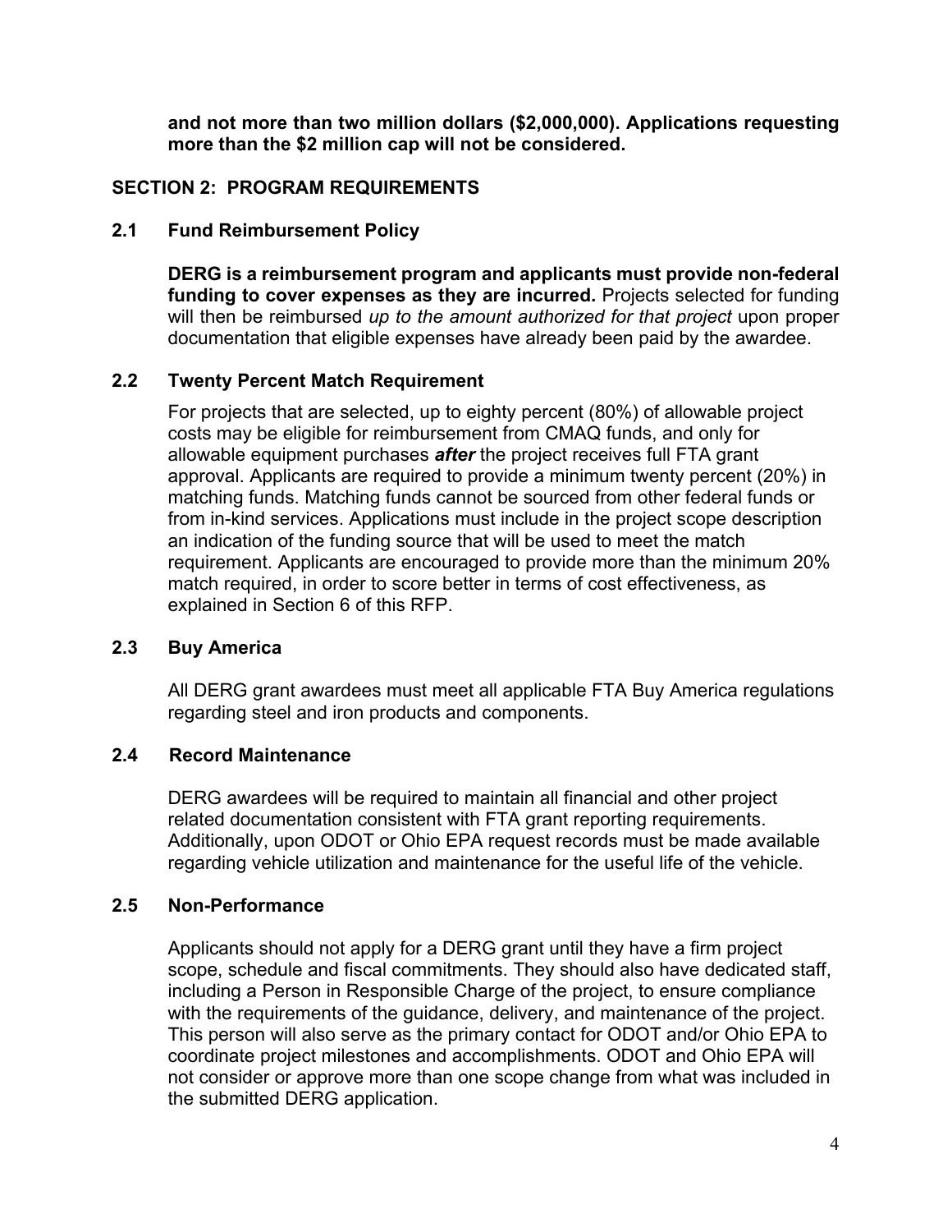**and not more than two million dollars ($2,000,000). Applications requesting more than the $2 million cap will not be considered.**

## SECTION 2: PROGRAM REQUIREMENTS

### 2.1 Fund Reimbursement Policy

**DERG is a reimbursement program and applicants must provide non-federal funding to cover expenses as they are incurred.** Projects selected for funding will then be reimbursed *up to the amount authorized for that project* upon proper documentation that eligible expenses have already been paid by the awardee.

### 2.2 Twenty Percent Match Requirement

For projects that are selected, up to eighty percent (80%) of allowable project costs may be eligible for reimbursement from CMAQ funds, and only for allowable equipment purchases ***after*** the project receives full FTA grant approval. Applicants are required to provide a minimum twenty percent (20%) in matching funds. Matching funds cannot be sourced from other federal funds or from in-kind services. Applications must include in the project scope description an indication of the funding source that will be used to meet the match requirement. Applicants are encouraged to provide more than the minimum 20% match required, in order to score better in terms of cost effectiveness, as explained in Section 6 of this RFP.

### 2.3 Buy America

All DERG grant awardees must meet all applicable FTA Buy America regulations regarding steel and iron products and components.

### 2.4 Record Maintenance

DERG awardees will be required to maintain all financial and other project related documentation consistent with FTA grant reporting requirements. Additionally, upon ODOT or Ohio EPA request records must be made available regarding vehicle utilization and maintenance for the useful life of the vehicle.

### 2.5 Non-Performance

Applicants should not apply for a DERG grant until they have a firm project scope, schedule and fiscal commitments. They should also have dedicated staff, including a Person in Responsible Charge of the project, to ensure compliance with the requirements of the guidance, delivery, and maintenance of the project. This person will also serve as the primary contact for ODOT and/or Ohio EPA to coordinate project milestones and accomplishments. ODOT and Ohio EPA will not consider or approve more than one scope change from what was included in the submitted DERG application.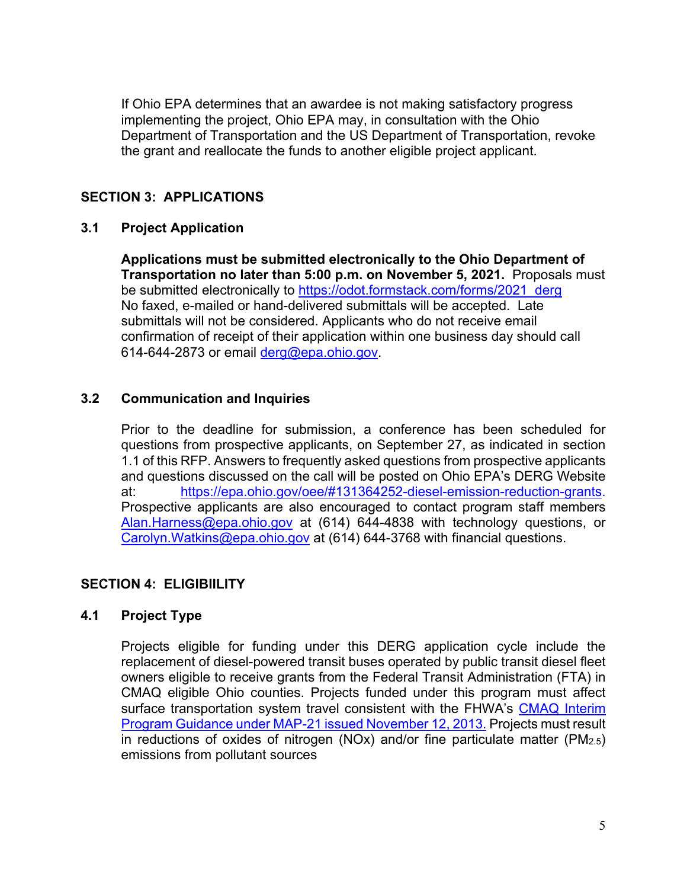If Ohio EPA determines that an awardee is not making satisfactory progress implementing the project, Ohio EPA may, in consultation with the Ohio Department of Transportation and the US Department of Transportation, revoke the grant and reallocate the funds to another eligible project applicant.

## SECTION 3: APPLICATIONS

### 3.1 Project Application

**Applications must be submitted electronically to the Ohio Department of Transportation no later than 5:00 p.m. on November 5, 2021.** Proposals must be submitted electronically to https://odot.formstack.com/forms/2021_derg No faxed, e-mailed or hand-delivered submittals will be accepted. Late submittals will not be considered. Applicants who do not receive email confirmation of receipt of their application within one business day should call 614-644-2873 or email derg@epa.ohio.gov.

### 3.2 Communication and Inquiries

Prior to the deadline for submission, a conference has been scheduled for questions from prospective applicants, on September 27, as indicated in section 1.1 of this RFP. Answers to frequently asked questions from prospective applicants and questions discussed on the call will be posted on Ohio EPA's DERG Website at: https://epa.ohio.gov/oee/#131364252-diesel-emission-reduction-grants. Prospective applicants are also encouraged to contact program staff members Alan.Harness@epa.ohio.gov at (614) 644-4838 with technology questions, or Carolyn.Watkins@epa.ohio.gov at (614) 644-3768 with financial questions.

## SECTION 4: ELIGIBIILITY

### 4.1 Project Type

Projects eligible for funding under this DERG application cycle include the replacement of diesel-powered transit buses operated by public transit diesel fleet owners eligible to receive grants from the Federal Transit Administration (FTA) in CMAQ eligible Ohio counties. Projects funded under this program must affect surface transportation system travel consistent with the FHWA's CMAQ Interim Program Guidance under MAP-21 issued November 12, 2013. Projects must result in reductions of oxides of nitrogen (NOx) and/or fine particulate matter ($PM_{2.5}$) emissions from pollutant sources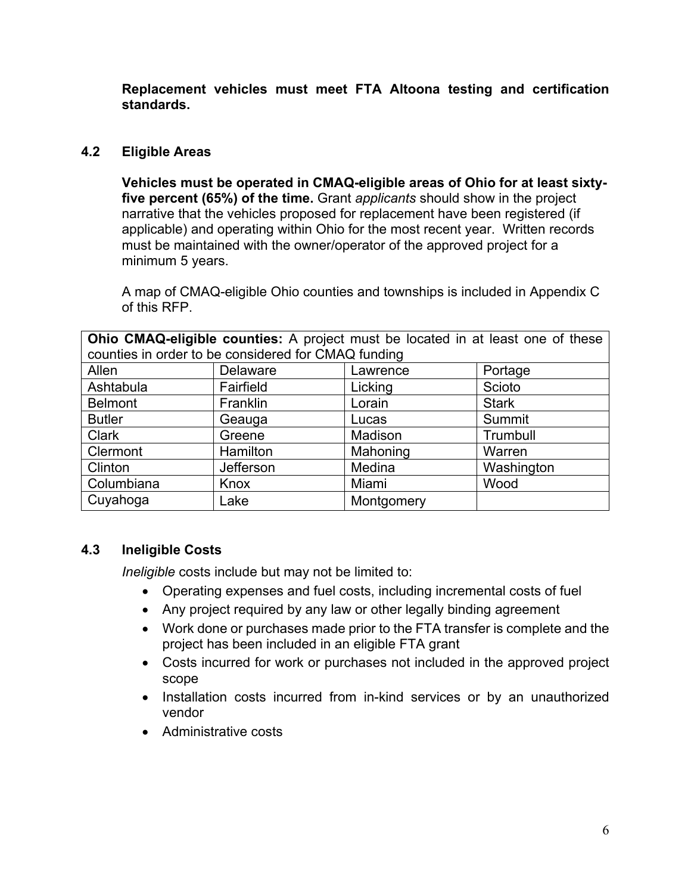**Replacement vehicles must meet FTA Altoona testing and certification standards.**

### 4.2 Eligible Areas

**Vehicles must be operated in CMAQ-eligible areas of Ohio for at least sixty-five percent (65%) of the time.** Grant *applicants* should show in the project narrative that the vehicles proposed for replacement have been registered (if applicable) and operating within Ohio for the most recent year. Written records must be maintained with the owner/operator of the approved project for a minimum 5 years.

A map of CMAQ-eligible Ohio counties and townships is included in Appendix C of this RFP.

| **Ohio CMAQ-eligible counties:** A project must be located in at least one of these counties in order to be considered for CMAQ funding | | | |
|---|---|---|---|
| Allen | Delaware | Lawrence | Portage |
| Ashtabula | Fairfield | Licking | Scioto |
| Belmont | Franklin | Lorain | Stark |
| Butler | Geauga | Lucas | Summit |
| Clark | Greene | Madison | Trumbull |
| Clermont | Hamilton | Mahoning | Warren |
| Clinton | Jefferson | Medina | Washington |
| Columbiana | Knox | Miami | Wood |
| Cuyahoga | Lake | Montgomery | |

### 4.3 Ineligible Costs

*Ineligible* costs include but may not be limited to:

- Operating expenses and fuel costs, including incremental costs of fuel
- Any project required by any law or other legally binding agreement
- Work done or purchases made prior to the FTA transfer is complete and the project has been included in an eligible FTA grant
- Costs incurred for work or purchases not included in the approved project scope
- Installation costs incurred from in-kind services or by an unauthorized vendor
- Administrative costs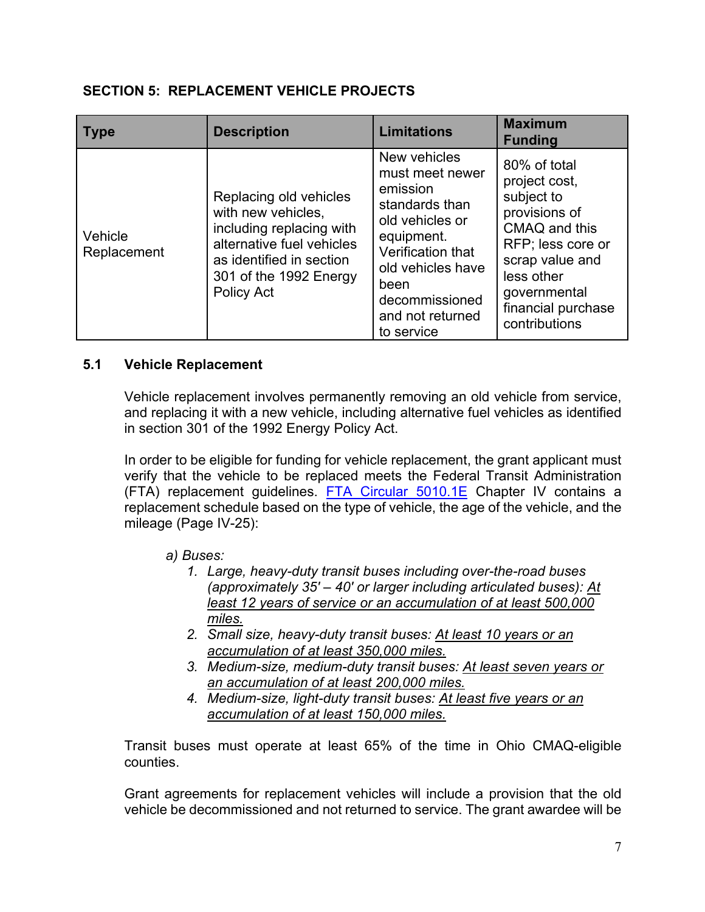## SECTION 5: REPLACEMENT VEHICLE PROJECTS

| Type | Description | Limitations | Maximum Funding |
|---|---|---|---|
| Vehicle Replacement | Replacing old vehicles with new vehicles, including replacing with alternative fuel vehicles as identified in section 301 of the 1992 Energy Policy Act | New vehicles must meet newer emission standards than old vehicles or equipment. Verification that old vehicles have been decommissioned and not returned to service | 80% of total project cost, subject to provisions of CMAQ and this RFP; less core or scrap value and less other governmental financial purchase contributions |

### 5.1 Vehicle Replacement

Vehicle replacement involves permanently removing an old vehicle from service, and replacing it with a new vehicle, including alternative fuel vehicles as identified in section 301 of the 1992 Energy Policy Act.

In order to be eligible for funding for vehicle replacement, the grant applicant must verify that the vehicle to be replaced meets the Federal Transit Administration (FTA) replacement guidelines. FTA Circular 5010.1E Chapter IV contains a replacement schedule based on the type of vehicle, the age of the vehicle, and the mileage (Page IV-25):

*a) Buses:*

1. *Large, heavy-duty transit buses including over-the-road buses (approximately 35' – 40' or larger including articulated buses): At least 12 years of service or an accumulation of at least 500,000 miles.*
2. *Small size, heavy-duty transit buses: At least 10 years or an accumulation of at least 350,000 miles.*
3. *Medium-size, medium-duty transit buses: At least seven years or an accumulation of at least 200,000 miles.*
4. *Medium-size, light-duty transit buses: At least five years or an accumulation of at least 150,000 miles.*

Transit buses must operate at least 65% of the time in Ohio CMAQ-eligible counties.

Grant agreements for replacement vehicles will include a provision that the old vehicle be decommissioned and not returned to service. The grant awardee will be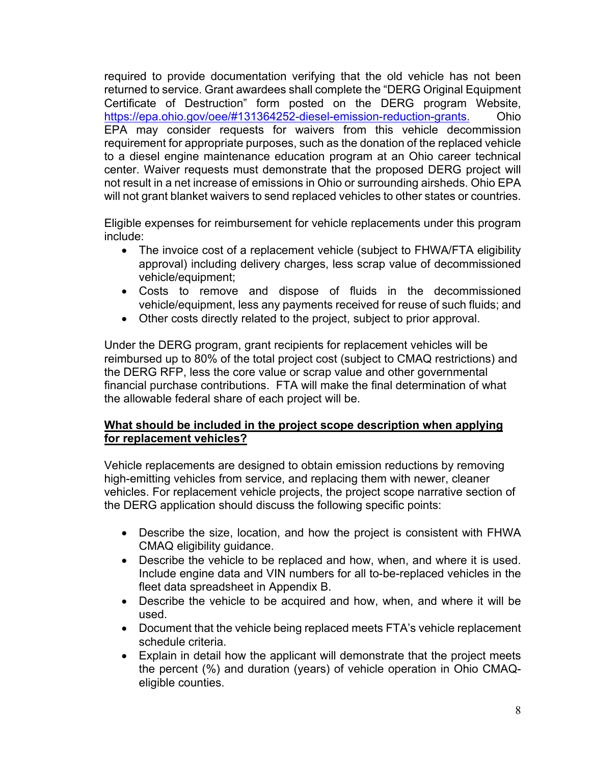required to provide documentation verifying that the old vehicle has not been returned to service. Grant awardees shall complete the "DERG Original Equipment Certificate of Destruction" form posted on the DERG program Website, https://epa.ohio.gov/oee/#131364252-diesel-emission-reduction-grants. Ohio EPA may consider requests for waivers from this vehicle decommission requirement for appropriate purposes, such as the donation of the replaced vehicle to a diesel engine maintenance education program at an Ohio career technical center. Waiver requests must demonstrate that the proposed DERG project will not result in a net increase of emissions in Ohio or surrounding airsheds. Ohio EPA will not grant blanket waivers to send replaced vehicles to other states or countries.

Eligible expenses for reimbursement for vehicle replacements under this program include:

- The invoice cost of a replacement vehicle (subject to FHWA/FTA eligibility approval) including delivery charges, less scrap value of decommissioned vehicle/equipment;
- Costs to remove and dispose of fluids in the decommissioned vehicle/equipment, less any payments received for reuse of such fluids; and
- Other costs directly related to the project, subject to prior approval.

Under the DERG program, grant recipients for replacement vehicles will be reimbursed up to 80% of the total project cost (subject to CMAQ restrictions) and the DERG RFP, less the core value or scrap value and other governmental financial purchase contributions. FTA will make the final determination of what the allowable federal share of each project will be.

**<u>What should be included in the project scope description when applying for replacement vehicles?</u>**

Vehicle replacements are designed to obtain emission reductions by removing high-emitting vehicles from service, and replacing them with newer, cleaner vehicles. For replacement vehicle projects, the project scope narrative section of the DERG application should discuss the following specific points:

- Describe the size, location, and how the project is consistent with FHWA CMAQ eligibility guidance.
- Describe the vehicle to be replaced and how, when, and where it is used. Include engine data and VIN numbers for all to-be-replaced vehicles in the fleet data spreadsheet in Appendix B.
- Describe the vehicle to be acquired and how, when, and where it will be used.
- Document that the vehicle being replaced meets FTA's vehicle replacement schedule criteria.
- Explain in detail how the applicant will demonstrate that the project meets the percent (%) and duration (years) of vehicle operation in Ohio CMAQ-eligible counties.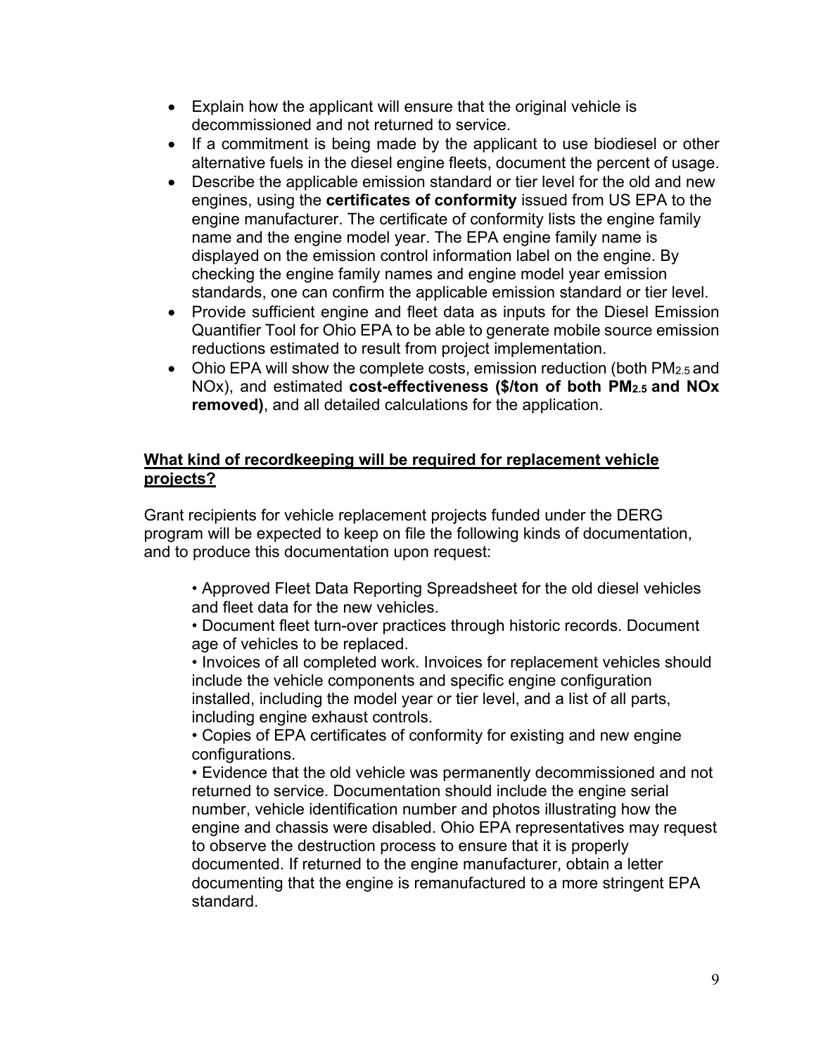- Explain how the applicant will ensure that the original vehicle is decommissioned and not returned to service.
- If a commitment is being made by the applicant to use biodiesel or other alternative fuels in the diesel engine fleets, document the percent of usage.
- Describe the applicable emission standard or tier level for the old and new engines, using the **certificates of conformity** issued from US EPA to the engine manufacturer. The certificate of conformity lists the engine family name and the engine model year. The EPA engine family name is displayed on the emission control information label on the engine. By checking the engine family names and engine model year emission standards, one can confirm the applicable emission standard or tier level.
- Provide sufficient engine and fleet data as inputs for the Diesel Emission Quantifier Tool for Ohio EPA to be able to generate mobile source emission reductions estimated to result from project implementation.
- Ohio EPA will show the complete costs, emission reduction (both $PM_{2.5}$ and NOx), and estimated **cost-effectiveness (\$/ton of both $PM_{2.5}$ and NOx removed)**, and all detailed calculations for the application.

## What kind of recordkeeping will be required for replacement vehicle projects?

Grant recipients for vehicle replacement projects funded under the DERG program will be expected to keep on file the following kinds of documentation, and to produce this documentation upon request:

- Approved Fleet Data Reporting Spreadsheet for the old diesel vehicles and fleet data for the new vehicles.
- Document fleet turn-over practices through historic records. Document age of vehicles to be replaced.
- Invoices of all completed work. Invoices for replacement vehicles should include the vehicle components and specific engine configuration installed, including the model year or tier level, and a list of all parts, including engine exhaust controls.
- Copies of EPA certificates of conformity for existing and new engine configurations.
- Evidence that the old vehicle was permanently decommissioned and not returned to service. Documentation should include the engine serial number, vehicle identification number and photos illustrating how the engine and chassis were disabled. Ohio EPA representatives may request to observe the destruction process to ensure that it is properly documented. If returned to the engine manufacturer, obtain a letter documenting that the engine is remanufactured to a more stringent EPA standard.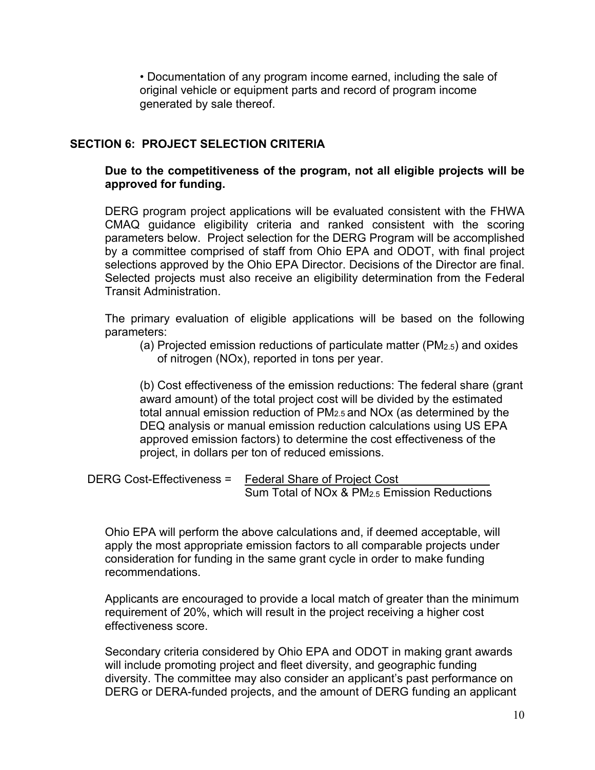• Documentation of any program income earned, including the sale of original vehicle or equipment parts and record of program income generated by sale thereof.

## SECTION 6: PROJECT SELECTION CRITERIA

**Due to the competitiveness of the program, not all eligible projects will be approved for funding.**

DERG program project applications will be evaluated consistent with the FHWA CMAQ guidance eligibility criteria and ranked consistent with the scoring parameters below. Project selection for the DERG Program will be accomplished by a committee comprised of staff from Ohio EPA and ODOT, with final project selections approved by the Ohio EPA Director. Decisions of the Director are final. Selected projects must also receive an eligibility determination from the Federal Transit Administration.

The primary evaluation of eligible applications will be based on the following parameters:

(a) Projected emission reductions of particulate matter ($PM_{2.5}$) and oxides of nitrogen (NOx), reported in tons per year.

(b) Cost effectiveness of the emission reductions: The federal share (grant award amount) of the total project cost will be divided by the estimated total annual emission reduction of $PM_{2.5}$ and NOx (as determined by the DEQ analysis or manual emission reduction calculations using US EPA approved emission factors) to determine the cost effectiveness of the project, in dollars per ton of reduced emissions.

$$\text{DERG Cost-Effectiveness} = \frac{\text{Federal Share of Project Cost}}{\text{Sum Total of NOx \& } PM_{2.5} \text{ Emission Reductions}}$$

Ohio EPA will perform the above calculations and, if deemed acceptable, will apply the most appropriate emission factors to all comparable projects under consideration for funding in the same grant cycle in order to make funding recommendations.

Applicants are encouraged to provide a local match of greater than the minimum requirement of 20%, which will result in the project receiving a higher cost effectiveness score.

Secondary criteria considered by Ohio EPA and ODOT in making grant awards will include promoting project and fleet diversity, and geographic funding diversity. The committee may also consider an applicant's past performance on DERG or DERA-funded projects, and the amount of DERG funding an applicant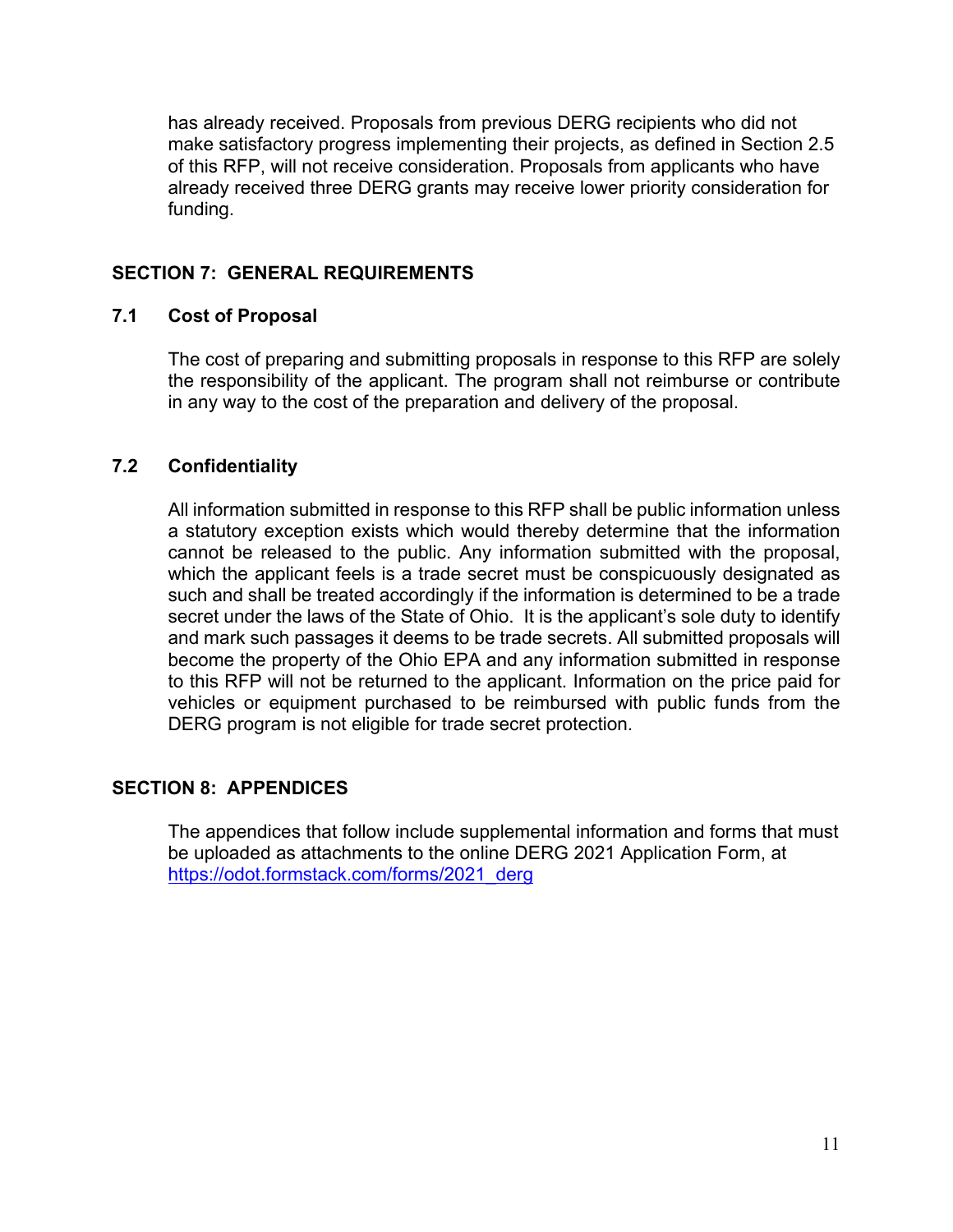has already received. Proposals from previous DERG recipients who did not make satisfactory progress implementing their projects, as defined in Section 2.5 of this RFP, will not receive consideration. Proposals from applicants who have already received three DERG grants may receive lower priority consideration for funding.

## SECTION 7: GENERAL REQUIREMENTS

### 7.1 Cost of Proposal

The cost of preparing and submitting proposals in response to this RFP are solely the responsibility of the applicant. The program shall not reimburse or contribute in any way to the cost of the preparation and delivery of the proposal.

### 7.2 Confidentiality

All information submitted in response to this RFP shall be public information unless a statutory exception exists which would thereby determine that the information cannot be released to the public. Any information submitted with the proposal, which the applicant feels is a trade secret must be conspicuously designated as such and shall be treated accordingly if the information is determined to be a trade secret under the laws of the State of Ohio. It is the applicant's sole duty to identify and mark such passages it deems to be trade secrets. All submitted proposals will become the property of the Ohio EPA and any information submitted in response to this RFP will not be returned to the applicant. Information on the price paid for vehicles or equipment purchased to be reimbursed with public funds from the DERG program is not eligible for trade secret protection.

## SECTION 8: APPENDICES

The appendices that follow include supplemental information and forms that must be uploaded as attachments to the online DERG 2021 Application Form, at [https://odot.formstack.com/forms/2021_derg](https://odot.formstack.com/forms/2021_derg)